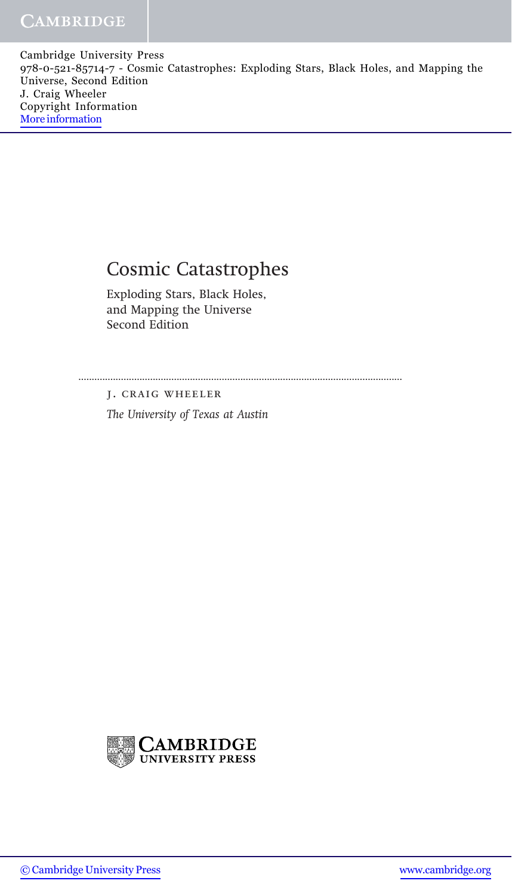Cambridge University Press
978-0-521-85714-7 - Cosmic Catastrophes: Exploding Stars, Black Holes, and Mapping the Universe, Second Edition
J. Craig Wheeler
Copyright Information
More information

# Cosmic Catastrophes

Exploding Stars, Black Holes,
and Mapping the Universe
Second Edition

J. CRAIG WHEELER

*The University of Texas at Austin*

CAMBRIDGE UNIVERSITY PRESS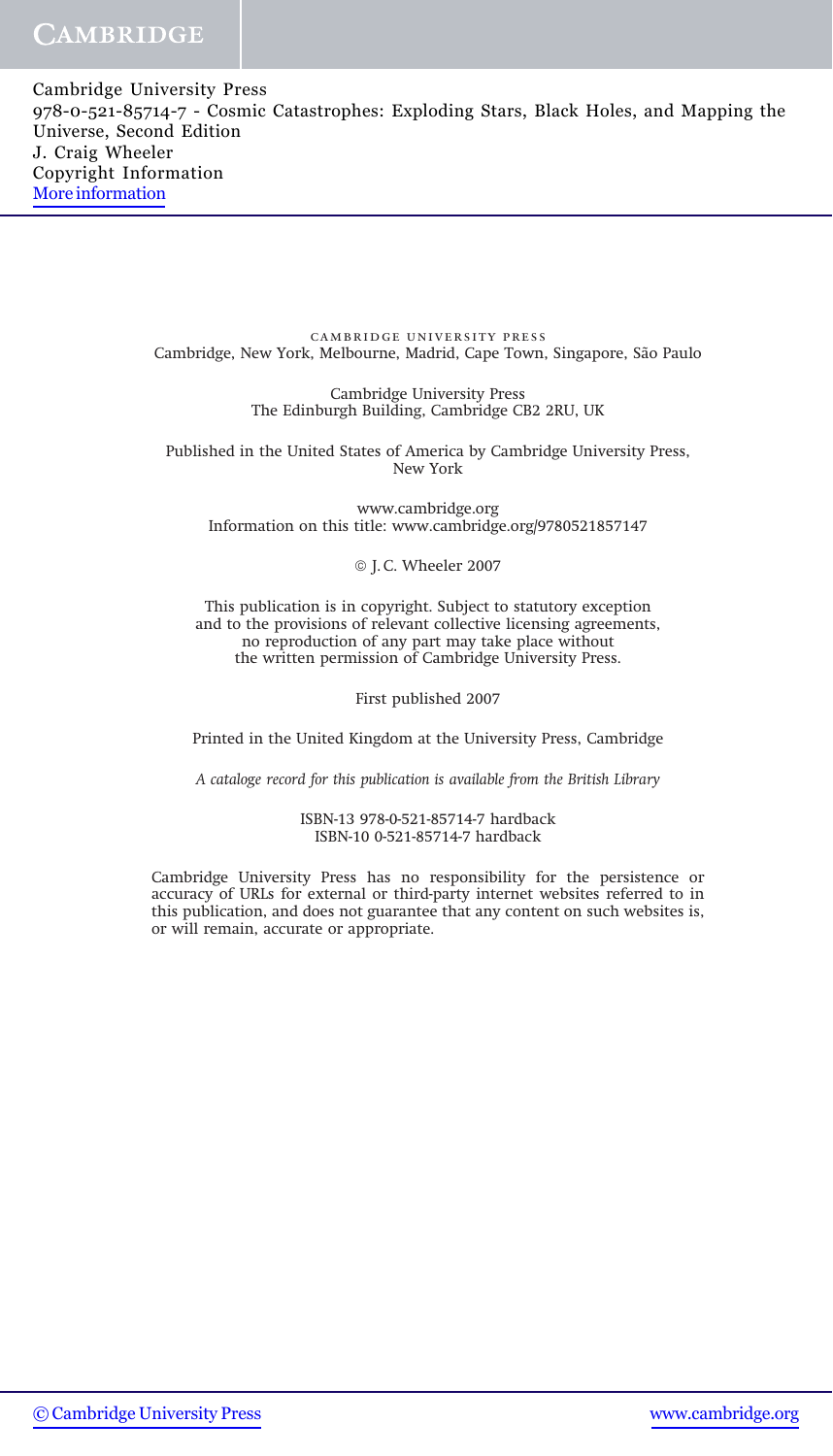CAMBRIDGE UNIVERSITY PRESS
Cambridge, New York, Melbourne, Madrid, Cape Town, Singapore, São Paulo

Cambridge University Press
The Edinburgh Building, Cambridge CB2 2RU, UK

Published in the United States of America by Cambridge University Press, New York

www.cambridge.org
Information on this title: www.cambridge.org/9780521857147

© J.C. Wheeler 2007

This publication is in copyright. Subject to statutory exception and to the provisions of relevant collective licensing agreements, no reproduction of any part may take place without the written permission of Cambridge University Press.

First published 2007

Printed in the United Kingdom at the University Press, Cambridge

*A catalogue record for this publication is available from the British Library*

ISBN-13 978-0-521-85714-7 hardback
ISBN-10 0-521-85714-7 hardback

Cambridge University Press has no responsibility for the persistence or accuracy of URLs for external or third-party internet websites referred to in this publication, and does not guarantee that any content on such websites is, or will remain, accurate or appropriate.